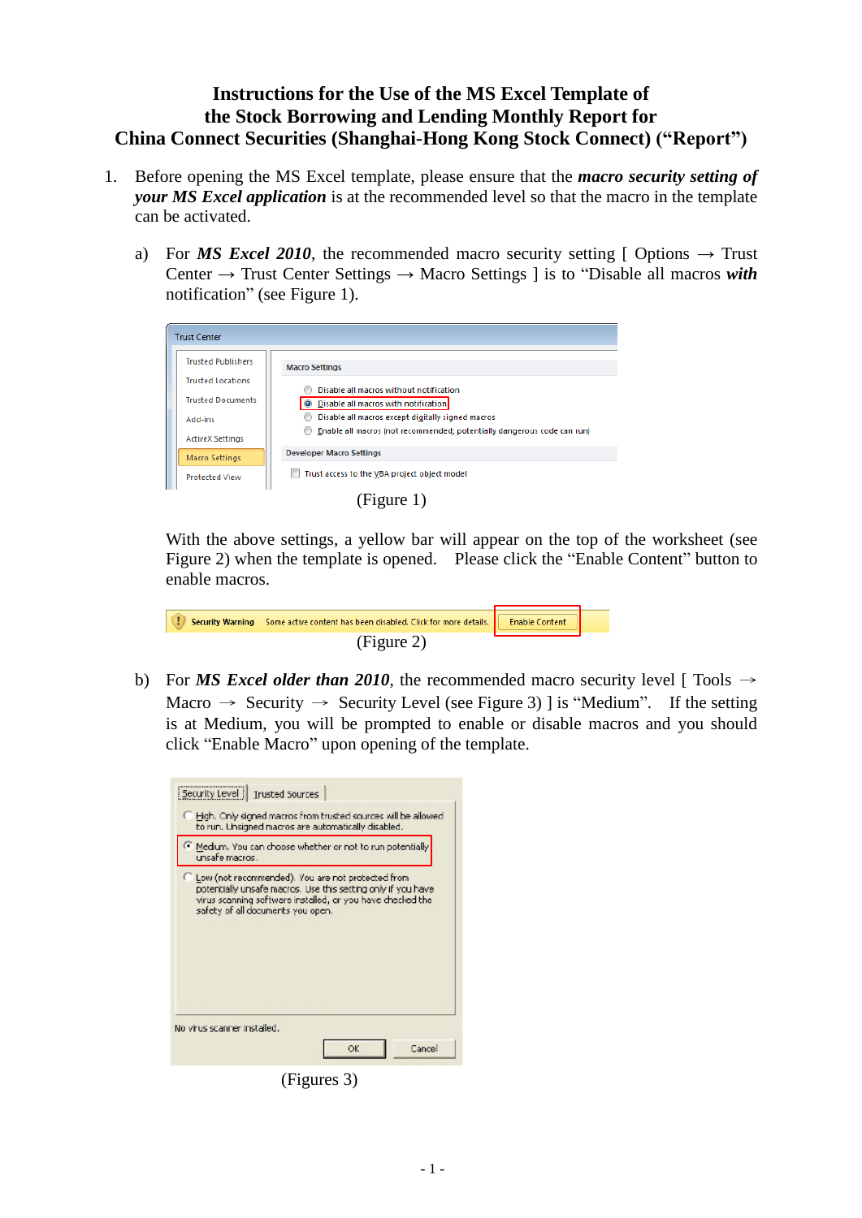# Instructions for the Use of the MS Excel Template of the Stock Borrowing and Lending Monthly Report for China Connect Securities (Shanghai-Hong Kong Stock Connect) ("Report")

1. Before opening the MS Excel template, please ensure that the ***macro security setting of your MS Excel application*** is at the recommended level so that the macro in the template can be activated.

   a) For ***MS Excel 2010***, the recommended macro security setting [ Options → Trust Center → Trust Center Settings → Macro Settings ] is to "Disable all macros ***with*** notification" (see Figure 1).

   (Figure 1)

   With the above settings, a yellow bar will appear on the top of the worksheet (see Figure 2) when the template is opened. Please click the "Enable Content" button to enable macros.

   (Figure 2)

   b) For ***MS Excel older than 2010***, the recommended macro security level [ Tools → Macro → Security → Security Level (see Figure 3) ] is "Medium". If the setting is at Medium, you will be prompted to enable or disable macros and you should click "Enable Macro" upon opening of the template.

   (Figures 3)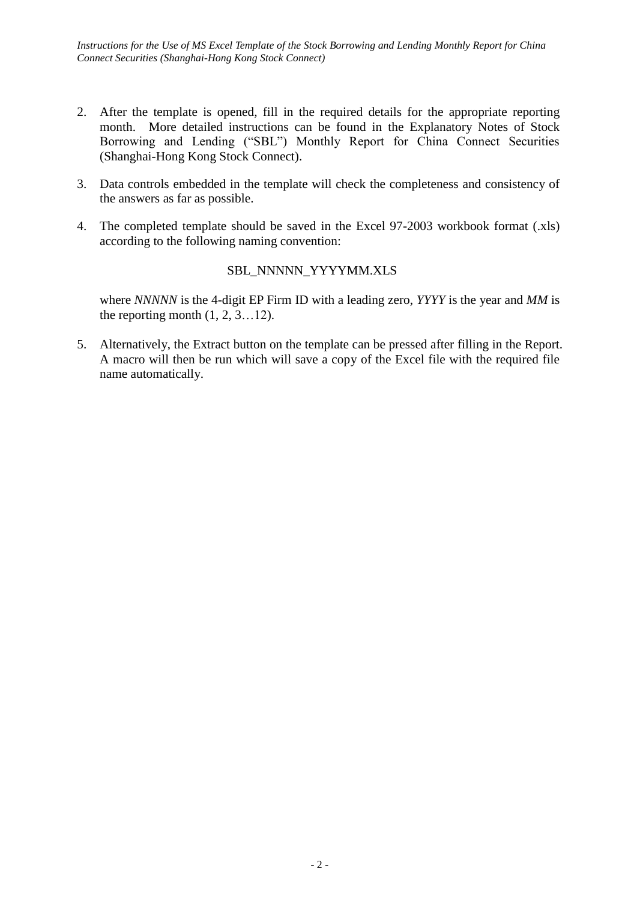2. After the template is opened, fill in the required details for the appropriate reporting month. More detailed instructions can be found in the Explanatory Notes of Stock Borrowing and Lending ("SBL") Monthly Report for China Connect Securities (Shanghai-Hong Kong Stock Connect).

3. Data controls embedded in the template will check the completeness and consistency of the answers as far as possible.

4. The completed template should be saved in the Excel 97-2003 workbook format (.xls) according to the following naming convention:

   SBL_NNNNN_YYYYMM.XLS

   where *NNNNN* is the 4-digit EP Firm ID with a leading zero, *YYYY* is the year and *MM* is the reporting month (1, 2, 3…12).

5. Alternatively, the Extract button on the template can be pressed after filling in the Report. A macro will then be run which will save a copy of the Excel file with the required file name automatically.